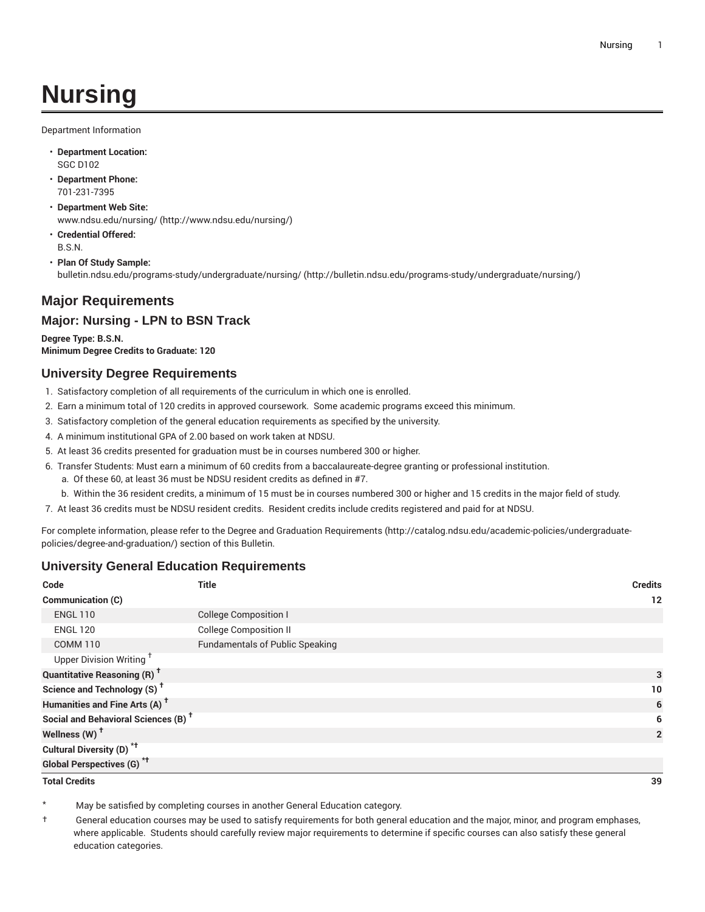# Nursing

Department Information

- **Department Location:**
  SGC D102
- **Department Phone:**
  701-231-7395
- **Department Web Site:**
  www.ndsu.edu/nursing/ (http://www.ndsu.edu/nursing/)
- **Credential Offered:**
  B.S.N.
- **Plan Of Study Sample:**
  bulletin.ndsu.edu/programs-study/undergraduate/nursing/ (http://bulletin.ndsu.edu/programs-study/undergraduate/nursing/)

## Major Requirements

## Major: Nursing - LPN to BSN Track

**Degree Type: B.S.N.**
**Minimum Degree Credits to Graduate: 120**

### University Degree Requirements

1. Satisfactory completion of all requirements of the curriculum in which one is enrolled.
2. Earn a minimum total of 120 credits in approved coursework. Some academic programs exceed this minimum.
3. Satisfactory completion of the general education requirements as specified by the university.
4. A minimum institutional GPA of 2.00 based on work taken at NDSU.
5. At least 36 credits presented for graduation must be in courses numbered 300 or higher.
6. Transfer Students: Must earn a minimum of 60 credits from a baccalaureate-degree granting or professional institution.
   a. Of these 60, at least 36 must be NDSU resident credits as defined in #7.
   b. Within the 36 resident credits, a minimum of 15 must be in courses numbered 300 or higher and 15 credits in the major field of study.
7. At least 36 credits must be NDSU resident credits. Resident credits include credits registered and paid for at NDSU.

For complete information, please refer to the Degree and Graduation Requirements (http://catalog.ndsu.edu/academic-policies/undergraduate-policies/degree-and-graduation/) section of this Bulletin.

### University General Education Requirements

| Code | Title | Credits |
|---|---|---|
| **Communication (C)** | | **12** |
| ENGL 110 | College Composition I | |
| ENGL 120 | College Composition II | |
| COMM 110 | Fundamentals of Public Speaking | |
| Upper Division Writing † | | |
| **Quantitative Reasoning (R) †** | | **3** |
| **Science and Technology (S) †** | | **10** |
| **Humanities and Fine Arts (A) †** | | **6** |
| **Social and Behavioral Sciences (B) †** | | **6** |
| **Wellness (W) †** | | **2** |
| **Cultural Diversity (D) *†** | | |
| **Global Perspectives (G) *†** | | |
| **Total Credits** | | **39** |

\* May be satisfied by completing courses in another General Education category.

† General education courses may be used to satisfy requirements for both general education and the major, minor, and program emphases, where applicable. Students should carefully review major requirements to determine if specific courses can also satisfy these general education categories.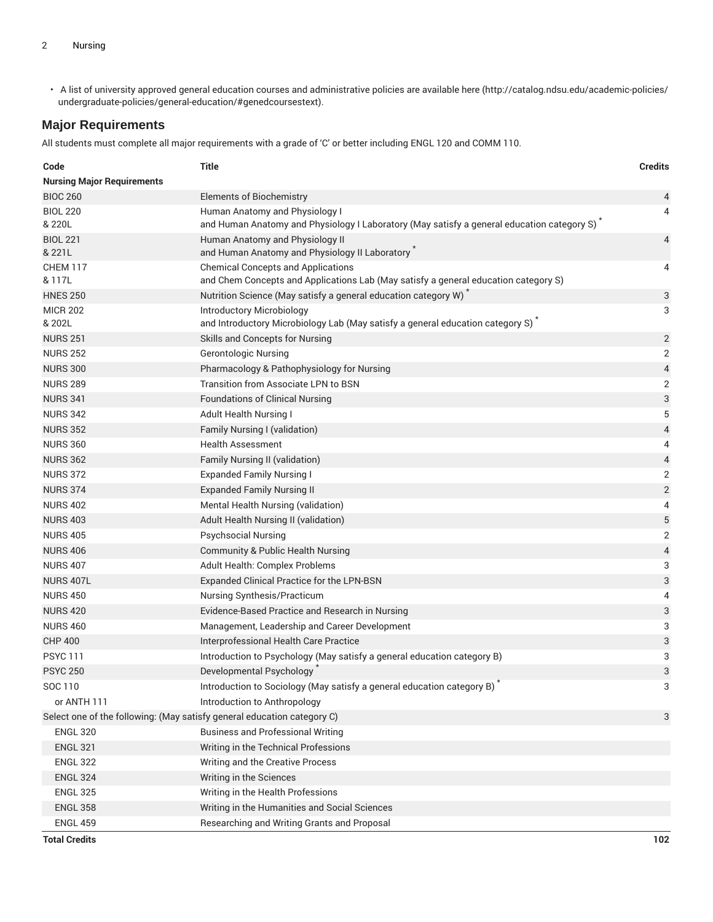- A list of university approved general education courses and administrative policies are available here (http://catalog.ndsu.edu/academic-policies/undergraduate-policies/general-education/#genedcoursestext).

## Major Requirements

All students must complete all major requirements with a grade of 'C' or better including ENGL 120 and COMM 110.

| Code | Title | Credits |
|---|---|---|
| **Nursing Major Requirements** | | |
| BIOC 260 | Elements of Biochemistry | 4 |
| BIOL 220<br>& 220L | Human Anatomy and Physiology I<br>and Human Anatomy and Physiology I Laboratory (May satisfy a general education category S) * | 4 |
| BIOL 221<br>& 221L | Human Anatomy and Physiology II<br>and Human Anatomy and Physiology II Laboratory * | 4 |
| CHEM 117<br>& 117L | Chemical Concepts and Applications<br>and Chem Concepts and Applications Lab (May satisfy a general education category S) | 4 |
| HNES 250 | Nutrition Science (May satisfy a general education category W) * | 3 |
| MICR 202<br>& 202L | Introductory Microbiology<br>and Introductory Microbiology Lab (May satisfy a general education category S) * | 3 |
| NURS 251 | Skills and Concepts for Nursing | 2 |
| NURS 252 | Gerontologic Nursing | 2 |
| NURS 300 | Pharmacology & Pathophysiology for Nursing | 4 |
| NURS 289 | Transition from Associate LPN to BSN | 2 |
| NURS 341 | Foundations of Clinical Nursing | 3 |
| NURS 342 | Adult Health Nursing I | 5 |
| NURS 352 | Family Nursing I (validation) | 4 |
| NURS 360 | Health Assessment | 4 |
| NURS 362 | Family Nursing II (validation) | 4 |
| NURS 372 | Expanded Family Nursing I | 2 |
| NURS 374 | Expanded Family Nursing II | 2 |
| NURS 402 | Mental Health Nursing (validation) | 4 |
| NURS 403 | Adult Health Nursing II (validation) | 5 |
| NURS 405 | Psychsocial Nursing | 2 |
| NURS 406 | Community & Public Health Nursing | 4 |
| NURS 407 | Adult Health: Complex Problems | 3 |
| NURS 407L | Expanded Clinical Practice for the LPN-BSN | 3 |
| NURS 450 | Nursing Synthesis/Practicum | 4 |
| NURS 420 | Evidence-Based Practice and Research in Nursing | 3 |
| NURS 460 | Management, Leadership and Career Development | 3 |
| CHP 400 | Interprofessional Health Care Practice | 3 |
| PSYC 111 | Introduction to Psychology (May satisfy a general education category B) | 3 |
| PSYC 250 | Developmental Psychology * | 3 |
| SOC 110 | Introduction to Sociology (May satisfy a general education category B) * | 3 |
| or ANTH 111 | Introduction to Anthropology | |
| Select one of the following: (May satisfy general education category C) | | 3 |
| ENGL 320 | Business and Professional Writing | |
| ENGL 321 | Writing in the Technical Professions | |
| ENGL 322 | Writing and the Creative Process | |
| ENGL 324 | Writing in the Sciences | |
| ENGL 325 | Writing in the Health Professions | |
| ENGL 358 | Writing in the Humanities and Social Sciences | |
| ENGL 459 | Researching and Writing Grants and Proposal | |
| **Total Credits** | | **102** |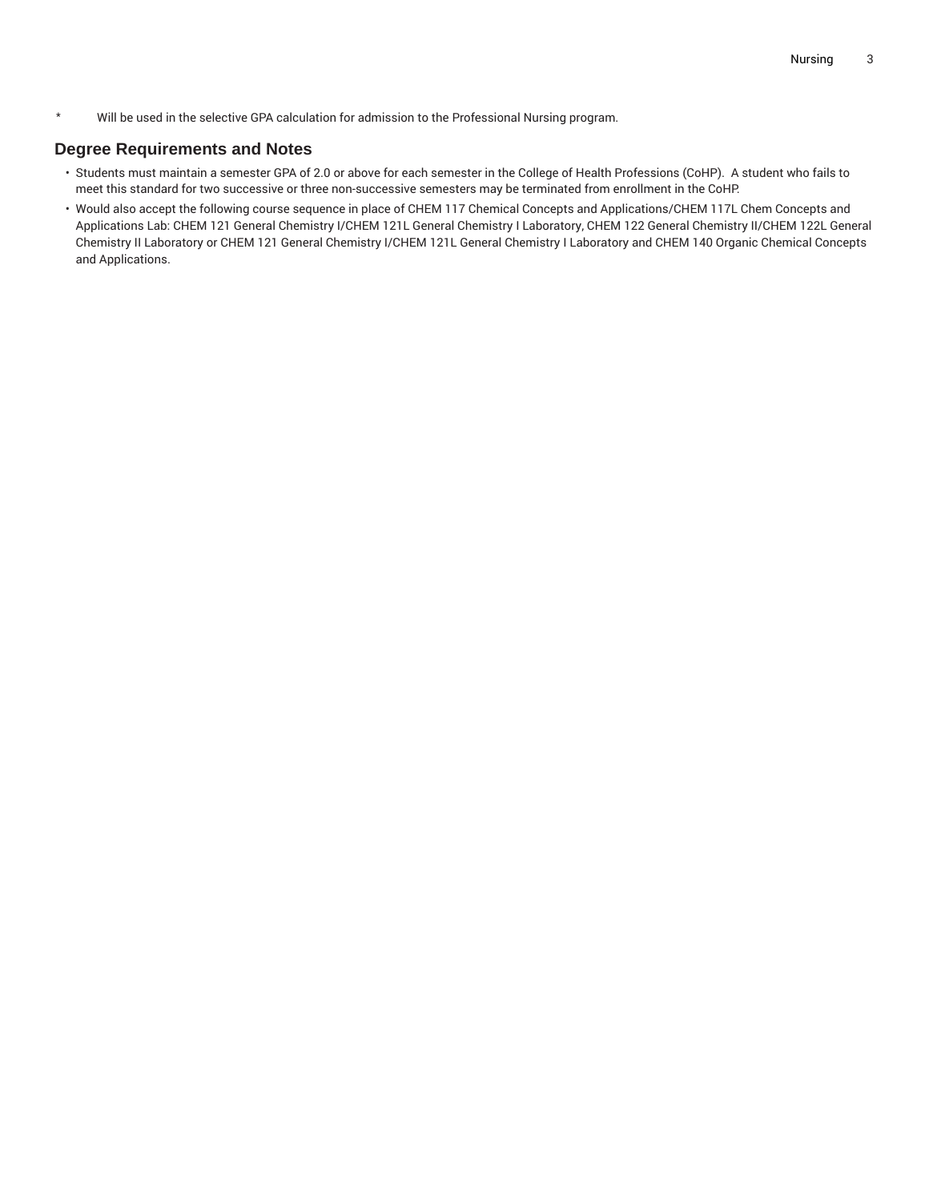\* Will be used in the selective GPA calculation for admission to the Professional Nursing program.

## Degree Requirements and Notes

- Students must maintain a semester GPA of 2.0 or above for each semester in the College of Health Professions (CoHP). A student who fails to meet this standard for two successive or three non-successive semesters may be terminated from enrollment in the CoHP.
- Would also accept the following course sequence in place of CHEM 117 Chemical Concepts and Applications/CHEM 117L Chem Concepts and Applications Lab: CHEM 121 General Chemistry I/CHEM 121L General Chemistry I Laboratory, CHEM 122 General Chemistry II/CHEM 122L General Chemistry II Laboratory or CHEM 121 General Chemistry I/CHEM 121L General Chemistry I Laboratory and CHEM 140 Organic Chemical Concepts and Applications.